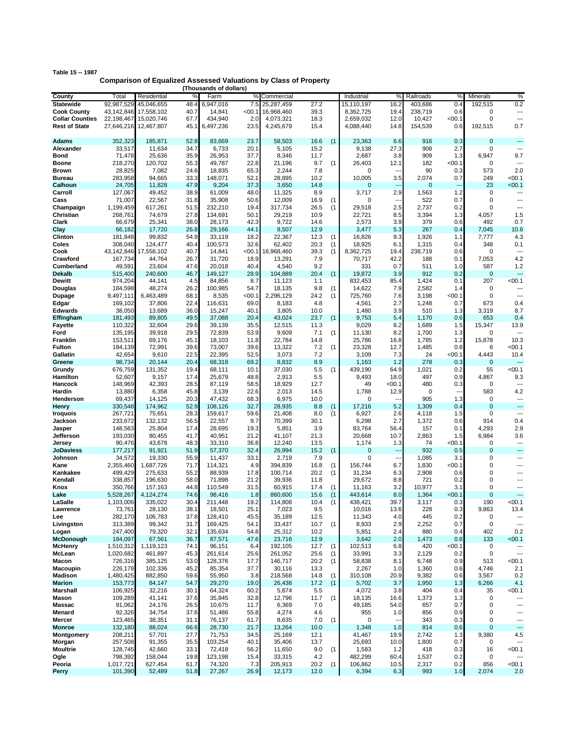**Table 15 -- 1987**

## Comparison of Equalized Assessed Valuations by Class of Property

(Thousands of dollars)

| County | Total | Residential | % | Farm | % | Commercial | % | | Industrial | % | Railroads | % | Minerals | % |
|---|---|---|---|---|---|---|---|---|---|---|---|---|---|---|
| Statewide | 92,987,529 | 45,046,655 | 48.4 | 6,947,016 | 7.5 | 25,287,459 | 27.2 | | 15,110,197 | 16.2 | 403,686 | 0.4 | 192,515 | 0.2 |
| Cook County | 43,142,846 | 17,558,102 | 40.7 | 14,841 | <00.1 | 16,968,460 | 39.3 | | 8,362,725 | 19.4 | 238,719 | 0.6 | 0 | --- |
| Collar Counties | 22,198,467 | 15,020,746 | 67.7 | 434,940 | 2.0 | 4,073,321 | 18.3 | | 2,659,032 | 12.0 | 10,427 | <00.1 | 0 | --- |
| Rest of State | 27,646,216 | 12,467,807 | 45.1 | 6,497,236 | 23.5 | 4,245,679 | 15.4 | | 4,088,440 | 14.8 | 154,539 | 0.6 | 192,515 | 0.7 |
| | | | | | | | | | | | | | | |
| Adams | 352,323 | 185,871 | 52.8 | 83,669 | 23.7 | 58,503 | 16.6 | (1 | 23,363 | 6.6 | 916 | 0.3 | 0 | --- |
| Alexander | 33,517 | 11,634 | 34.7 | 6,733 | 20.1 | 5,105 | 15.2 | | 9,138 | 27.3 | 908 | 2.7 | 0 | --- |
| Bond | 71,478 | 25,636 | 35.9 | 26,953 | 37.7 | 8,346 | 11.7 | | 2,687 | 3.8 | 909 | 1.3 | 6,947 | 9.7 |
| Boone | 218,270 | 120,702 | 55.3 | 49,787 | 22.8 | 21,196 | 9.7 | (1 | 26,403 | 12.1 | 182 | <00.1 | 0 | --- |
| Brown | 28,825 | 7,082 | 24.6 | 18,835 | 65.3 | 2,244 | 7.8 | | 0 | --- | 90 | 0.3 | 573 | 2.0 |
| Bureau | 283,958 | 94,665 | 33.3 | 148,071 | 52.1 | 28,895 | 10.2 | | 10,005 | 3.5 | 2,074 | 0.7 | 249 | <00.1 |
| Calhoun | 24,705 | 11,828 | 47.9 | 9,204 | 37.3 | 3,650 | 14.8 | | 0 | --- | 0 | --- | 23 | <00.1 |
| Carroll | 127,067 | 49,452 | 38.9 | 61,009 | 48.0 | 11,325 | 8.9 | | 3,717 | 2.9 | 1,563 | 1.2 | 0 | --- |
| Cass | 71,007 | 22,567 | 31.8 | 35,908 | 50.6 | 12,009 | 16.9 | (1 | 0 | --- | 522 | 0.7 | 0 | --- |
| Champaign | 1,199,459 | 617,261 | 51.5 | 232,210 | 19.4 | 317,734 | 26.5 | (1 | 29,518 | 2.5 | 2,737 | 0.2 | 0 | --- |
| Christian | 268,761 | 74,679 | 27.8 | 134,691 | 50.1 | 29,219 | 10.9 | | 22,721 | 8.5 | 3,394 | 1.3 | 4,057 | 1.5 |
| Clark | 66,679 | 25,341 | 38.0 | 28,173 | 42.3 | 9,722 | 14.6 | | 2,573 | 3.9 | 379 | 0.6 | 492 | 0.7 |
| Clay | 66,182 | 17,720 | 26.8 | 29,166 | 44.1 | 8,507 | 12.9 | | 3,477 | 5.3 | 267 | 0.4 | 7,045 | 10.6 |
| Clinton | 181,848 | 99,832 | 54.9 | 33,119 | 18.2 | 22,367 | 12.3 | (1 | 16,826 | 9.3 | 1,926 | 1.1 | 7,777 | 4.3 |
| Coles | 308,040 | 124,477 | 40.4 | 100,573 | 32.6 | 62,402 | 20.3 | (1 | 18,925 | 6.1 | 1,315 | 0.4 | 348 | 0.1 |
| Cook | 43,142,846 | 17,558,102 | 40.7 | 14,841 | <00.1 | 16,968,460 | 39.3 | (1 | 8,362,725 | 19.4 | 238,719 | 0.6 | 0 | --- |
| Crawford | 167,734 | 44,764 | 26.7 | 31,720 | 18.9 | 13,291 | 7.9 | | 70,717 | 42.2 | 188 | 0.1 | 7,053 | 4.2 |
| Cumberland | 49,591 | 23,604 | 47.6 | 20,018 | 40.4 | 4,540 | 9.2 | | 331 | 0.7 | 511 | 1.0 | 587 | 1.2 |
| Dekalb | 515,400 | 240,600 | 46.7 | 149,127 | 28.9 | 104,889 | 20.4 | (1 | 19,872 | 3.9 | 912 | 0.2 | 0 | --- |
| Dewitt | 974,204 | 44,141 | 4.5 | 84,856 | 8.7 | 11,123 | 1.1 | | 832,453 | 85.4 | 1,424 | 0.1 | 207 | <00.1 |
| Douglas | 184,598 | 48,274 | 26.2 | 100,985 | 54.7 | 18,135 | 9.8 | (1 | 14,622 | 7.9 | 2,582 | 1.4 | 0 | --- |
| Dupage | 9,497,111 | 6,463,489 | 68.1 | 8,535 | <00.1 | 2,296,129 | 24.2 | (1 | 725,760 | 7.6 | 3,198 | <00.1 | 0 | --- |
| Edgar | 169,102 | 37,806 | 22.4 | 116,631 | 69.0 | 8,183 | 4.8 | | 4,561 | 2.7 | 1,248 | 0.7 | 673 | 0.4 |
| Edwards | 38,050 | 13,689 | 36.0 | 15,247 | 40.1 | 3,805 | 10.0 | | 1,480 | 3.9 | 510 | 1.3 | 3,319 | 8.7 |
| Effingham | 181,493 | 89,805 | 49.5 | 37,088 | 20.4 | 43,024 | 23.7 | (1 | 9,753 | 5.4 | 1,170 | 0.6 | 653 | 0.4 |
| Fayette | 110,322 | 32,604 | 29.6 | 39,139 | 35.5 | 12,515 | 11.3 | | 9,029 | 8.2 | 1,689 | 1.5 | 15,347 | 13.9 |
| Ford | 135,195 | 39,918 | 29.5 | 72,839 | 53.9 | 9,609 | 7.1 | (1 | 11,130 | 8.2 | 1,700 | 1.3 | 0 | --- |
| Franklin | 153,511 | 69,176 | 45.1 | 18,103 | 11.8 | 22,784 | 14.8 | | 25,786 | 16.8 | 1,785 | 1.2 | 15,878 | 10.3 |
| Fulton | 184,139 | 72,991 | 39.6 | 73,007 | 39.6 | 13,322 | 7.2 | (1 | 23,328 | 12.7 | 1,485 | 0.8 | 6 | <00.1 |
| Gallatin | 42,654 | 9,610 | 22.5 | 22,395 | 52.5 | 3,073 | 7.2 | | 3,109 | 7.3 | 24 | <00.1 | 4,443 | 10.4 |
| Greene | 98,734 | 20,144 | 20.4 | 68,318 | 69.2 | 8,832 | 8.9 | | 1,163 | 1.2 | 278 | 0.3 | 0 | --- |
| Grundy | 676,759 | 131,352 | 19.4 | 68,111 | 10.1 | 37,030 | 5.5 | (1 | 439,190 | 64.9 | 1,021 | 0.2 | 55 | <00.1 |
| Hamilton | 52,607 | 9,157 | 17.4 | 25,679 | 48.8 | 2,913 | 5.5 | | 9,493 | 18.0 | 497 | 0.9 | 4,867 | 9.3 |
| Hancock | 148,969 | 42,393 | 28.5 | 87,119 | 58.5 | 18,929 | 12.7 | | 49 | <00.1 | 480 | 0.3 | 0 | --- |
| Hardin | 13,880 | 6,358 | 45.8 | 3,139 | 22.6 | 2,013 | 14.5 | | 1,788 | 12.9 | 0 | --- | 583 | 4.2 |
| Henderson | 69,437 | 14,125 | 20.3 | 47,432 | 68.3 | 6,975 | 10.0 | | 0 | --- | 905 | 1.3 | 0 | --- |
| Henry | 330,548 | 174,962 | 52.9 | 108,126 | 32.7 | 28,935 | 8.8 | (1 | 17,216 | 5.2 | 1,309 | 0.4 | 0 | --- |
| Iroquois | 267,721 | 75,651 | 28.3 | 159,617 | 59.6 | 21,408 | 8.0 | (1 | 6,927 | 2.6 | 4,118 | 1.5 | 0 | --- |
| Jackson | 233,672 | 132,132 | 56.5 | 22,557 | 9.7 | 70,399 | 30.1 | | 6,298 | 2.7 | 1,372 | 0.6 | 914 | 0.4 |
| Jasper | 148,563 | 25,804 | 17.4 | 28,695 | 19.3 | 5,851 | 3.9 | | 83,764 | 56.4 | 157 | 0.1 | 4,293 | 2.9 |
| Jefferson | 193,030 | 80,455 | 41.7 | 40,951 | 21.2 | 41,107 | 21.3 | | 20,668 | 10.7 | 2,863 | 1.5 | 6,984 | 3.6 |
| Jersey | 90,476 | 43,678 | 48.3 | 33,310 | 36.8 | 12,240 | 13.5 | | 1,174 | 1.3 | 74 | <00.1 | 0 | --- |
| JoDaviess | 177,217 | 91,921 | 51.9 | 57,370 | 32.4 | 26,994 | 15.2 | (1 | 0 | --- | 932 | 0.5 | 0 | --- |
| Johnson | 34,572 | 19,330 | 55.9 | 11,437 | 33.1 | 2,719 | 7.9 | | 0 | --- | 1,085 | 3.1 | 0 | --- |
| Kane | 2,355,460 | 1,687,726 | 71.7 | 114,321 | 4.9 | 394,839 | 16.8 | (1 | 156,744 | 6.7 | 1,830 | <00.1 | 0 | --- |
| Kankakee | 499,429 | 275,633 | 55.2 | 88,939 | 17.8 | 100,714 | 20.2 | (1 | 31,234 | 6.3 | 2,908 | 0.6 | 0 | --- |
| Kendall | 338,857 | 196,630 | 58.0 | 71,898 | 21.2 | 39,936 | 11.8 | | 29,672 | 8.8 | 721 | 0.2 | 0 | --- |
| Knox | 350,766 | 157,163 | 44.8 | 110,549 | 31.5 | 60,915 | 17.4 | (1 | 11,163 | 3.2 | 10,977 | 3.1 | 0 | --- |
| Lake | 5,528,267 | 4,124,274 | 74.6 | 98,416 | 1.8 | 860,600 | 15.6 | (1 | 443,614 | 8.0 | 1,364 | <00.1 | 0 | --- |
| LaSalle | 1,103,006 | 335,022 | 30.4 | 211,448 | 19.2 | 114,808 | 10.4 | (1 | 438,421 | 39.7 | 3,117 | 0.3 | 190 | <00.1 |
| Lawrence | 73,761 | 28,130 | 38.1 | 18,501 | 25.1 | 7,023 | 9.5 | | 10,016 | 13.6 | 228 | 0.3 | 9,863 | 13.4 |
| Lee | 282,170 | 106,783 | 37.8 | 128,410 | 45.5 | 35,189 | 12.5 | | 11,343 | 4.0 | 445 | 0.2 | 0 | --- |
| Livingston | 313,389 | 99,342 | 31.7 | 169,425 | 54.1 | 33,437 | 10.7 | (1 | 8,933 | 2.9 | 2,252 | 0.7 | 0 | --- |
| Logan | 247,400 | 79,320 | 32.1 | 135,634 | 54.8 | 25,312 | 10.2 | | 5,851 | 2.4 | 880 | 0.4 | 402 | 0.2 |
| McDonough | 184,097 | 67,561 | 36.7 | 87,571 | 47.6 | 23,716 | 12.9 | | 3,642 | 2.0 | 1,473 | 0.8 | 133 | <00.1 |
| McHenry | 1,510,312 | 1,119,123 | 74.1 | 96,151 | 6.4 | 192,105 | 12.7 | (1 | 102,513 | 6.8 | 420 | <00.1 | 0 | --- |
| McLean | 1,020,682 | 461,897 | 45.3 | 261,614 | 25.6 | 261,052 | 25.6 | (1 | 33,991 | 3.3 | 2,129 | 0.2 | 0 | --- |
| Macon | 726,316 | 385,125 | 53.0 | 128,376 | 17.7 | 146,717 | 20.2 | (1 | 58,838 | 8.1 | 6,748 | 0.9 | 513 | <00.1 |
| Macoupin | 226,178 | 102,336 | 45.2 | 85,354 | 37.7 | 30,116 | 13.3 | | 2,267 | 1.0 | 1,360 | 0.6 | 4,746 | 2.1 |
| Madison | 1,480,425 | 882,850 | 59.6 | 55,950 | 3.8 | 218,568 | 14.8 | (1 | 310,108 | 20.9 | 9,382 | 0.6 | 3,567 | 0.2 |
| Marion | 153,773 | 84,147 | 54.7 | 29,270 | 19.0 | 26,438 | 17.2 | (1 | 5,702 | 3.7 | 1,950 | 1.3 | 6,266 | 4.1 |
| Marshall | 106,925 | 32,216 | 30.1 | 64,324 | 60.2 | 5,874 | 5.5 | | 4,072 | 3.8 | 404 | 0.4 | 35 | <00.1 |
| Mason | 109,289 | 41,141 | 37.6 | 35,845 | 32.8 | 12,796 | 11.7 | (1 | 18,135 | 16.6 | 1,373 | 1.3 | 0 | --- |
| Massac | 91,062 | 24,176 | 26.5 | 10,675 | 11.7 | 6,369 | 7.0 | | 49,185 | 54.0 | 657 | 0.7 | 0 | --- |
| Menard | 92,326 | 34,754 | 37.6 | 51,486 | 55.8 | 4,274 | 4.6 | | 955 | 1.0 | 856 | 0.9 | 0 | --- |
| Mercer | 123,465 | 38,351 | 31.1 | 76,137 | 61.7 | 8,635 | 7.0 | (1 | 0 | --- | 343 | 0.3 | 0 | --- |
| Monroe | 132,180 | 88,024 | 66.6 | 28,730 | 21.7 | 13,264 | 10.0 | | 1,348 | 1.0 | 814 | 0.6 | 0 | --- |
| Montgomery | 208,211 | 57,701 | 27.7 | 71,753 | 34.5 | 25,169 | 12.1 | | 41,467 | 19.9 | 2,742 | 1.3 | 9,380 | 4.5 |
| Morgan | 257,508 | 91,355 | 35.5 | 103,254 | 40.1 | 35,406 | 13.7 | | 25,693 | 10.0 | 1,800 | 0.7 | 0 | --- |
| Moultrie | 128,745 | 42,660 | 33.1 | 72,418 | 56.2 | 11,650 | 9.0 | (1 | 1,583 | 1.2 | 418 | 0.3 | 16 | <00.1 |
| Ogle | 798,392 | 158,044 | 19.8 | 123,198 | 15.4 | 33,315 | 4.2 | | 482,299 | 60.4 | 1,537 | 0.2 | 0 | --- |
| Peoria | 1,017,721 | 627,454 | 61.7 | 74,320 | 7.3 | 205,913 | 20.2 | (1 | 106,862 | 10.5 | 2,317 | 0.2 | 856 | <00.1 |
| Perry | 101,390 | 52,489 | 51.8 | 27,267 | 26.9 | 12,173 | 12.0 | | 6,394 | 6.3 | 993 | 1.0 | 2,074 | 2.0 |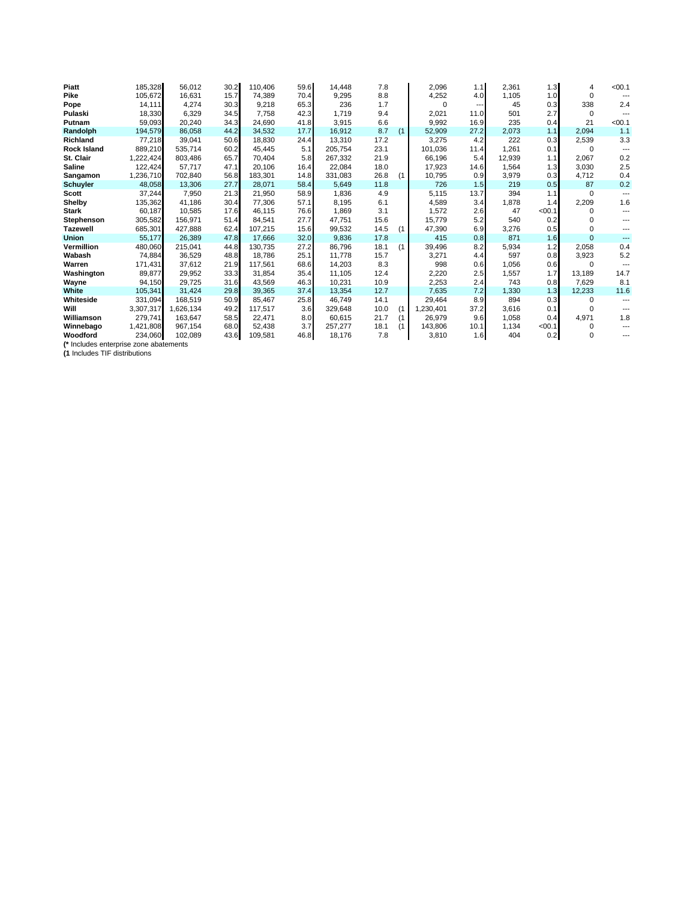| | | | | | | | | | | | | | | |
|---|---|---|---|---|---|---|---|---|---|---|---|---|---|---|
| **Piatt** | 185,328 | 56,012 | 30.2 | 110,406 | 59.6 | 14,448 | 7.8 | | 2,096 | 1.1 | 2,361 | 1.3 | 4 | <00.1 |
| **Pike** | 105,672 | 16,631 | 15.7 | 74,389 | 70.4 | 9,295 | 8.8 | | 4,252 | 4.0 | 1,105 | 1.0 | 0 | --- |
| **Pope** | 14,111 | 4,274 | 30.3 | 9,218 | 65.3 | 236 | 1.7 | | 0 | --- | 45 | 0.3 | 338 | 2.4 |
| **Pulaski** | 18,330 | 6,329 | 34.5 | 7,758 | 42.3 | 1,719 | 9.4 | | 2,021 | 11.0 | 501 | 2.7 | 0 | --- |
| **Putnam** | 59,093 | 20,240 | 34.3 | 24,690 | 41.8 | 3,915 | 6.6 | | 9,992 | 16.9 | 235 | 0.4 | 21 | <00.1 |
| **Randolph** | 194,579 | 86,058 | 44.2 | 34,532 | 17.7 | 16,912 | 8.7 | (1 | 52,909 | 27.2 | 2,073 | 1.1 | 2,094 | 1.1 |
| **Richland** | 77,218 | 39,041 | 50.6 | 18,830 | 24.4 | 13,310 | 17.2 | | 3,275 | 4.2 | 222 | 0.3 | 2,539 | 3.3 |
| **Rock Island** | 889,210 | 535,714 | 60.2 | 45,445 | 5.1 | 205,754 | 23.1 | | 101,036 | 11.4 | 1,261 | 0.1 | 0 | --- |
| **St. Clair** | 1,222,424 | 803,486 | 65.7 | 70,404 | 5.8 | 267,332 | 21.9 | | 66,196 | 5.4 | 12,939 | 1.1 | 2,067 | 0.2 |
| **Saline** | 122,424 | 57,717 | 47.1 | 20,106 | 16.4 | 22,084 | 18.0 | | 17,923 | 14.6 | 1,564 | 1.3 | 3,030 | 2.5 |
| **Sangamon** | 1,236,710 | 702,840 | 56.8 | 183,301 | 14.8 | 331,083 | 26.8 | (1 | 10,795 | 0.9 | 3,979 | 0.3 | 4,712 | 0.4 |
| **Schuyler** | 48,058 | 13,306 | 27.7 | 28,071 | 58.4 | 5,649 | 11.8 | | 726 | 1.5 | 219 | 0.5 | 87 | 0.2 |
| **Scott** | 37,244 | 7,950 | 21.3 | 21,950 | 58.9 | 1,836 | 4.9 | | 5,115 | 13.7 | 394 | 1.1 | 0 | --- |
| **Shelby** | 135,362 | 41,186 | 30.4 | 77,306 | 57.1 | 8,195 | 6.1 | | 4,589 | 3.4 | 1,878 | 1.4 | 2,209 | 1.6 |
| **Stark** | 60,187 | 10,585 | 17.6 | 46,115 | 76.6 | 1,869 | 3.1 | | 1,572 | 2.6 | 47 | <00.1 | 0 | --- |
| **Stephenson** | 305,582 | 156,971 | 51.4 | 84,541 | 27.7 | 47,751 | 15.6 | | 15,779 | 5.2 | 540 | 0.2 | 0 | --- |
| **Tazewell** | 685,301 | 427,888 | 62.4 | 107,215 | 15.6 | 99,532 | 14.5 | (1 | 47,390 | 6.9 | 3,276 | 0.5 | 0 | --- |
| **Union** | 55,177 | 26,389 | 47.8 | 17,666 | 32.0 | 9,836 | 17.8 | | 415 | 0.8 | 871 | 1.6 | 0 | --- |
| **Vermillion** | 480,060 | 215,041 | 44.8 | 130,735 | 27.2 | 86,796 | 18.1 | (1 | 39,496 | 8.2 | 5,934 | 1.2 | 2,058 | 0.4 |
| **Wabash** | 74,884 | 36,529 | 48.8 | 18,786 | 25.1 | 11,778 | 15.7 | | 3,271 | 4.4 | 597 | 0.8 | 3,923 | 5.2 |
| **Warren** | 171,431 | 37,612 | 21.9 | 117,561 | 68.6 | 14,203 | 8.3 | | 998 | 0.6 | 1,056 | 0.6 | 0 | --- |
| **Washington** | 89,877 | 29,952 | 33.3 | 31,854 | 35.4 | 11,105 | 12.4 | | 2,220 | 2.5 | 1,557 | 1.7 | 13,189 | 14.7 |
| **Wayne** | 94,150 | 29,725 | 31.6 | 43,569 | 46.3 | 10,231 | 10.9 | | 2,253 | 2.4 | 743 | 0.8 | 7,629 | 8.1 |
| **White** | 105,341 | 31,424 | 29.8 | 39,365 | 37.4 | 13,354 | 12.7 | | 7,635 | 7.2 | 1,330 | 1.3 | 12,233 | 11.6 |
| **Whiteside** | 331,094 | 168,519 | 50.9 | 85,467 | 25.8 | 46,749 | 14.1 | (1 | 29,464 | 8.9 | 894 | 0.3 | 0 | --- |
| **Will** | 3,307,317 | 1,626,134 | 49.2 | 117,517 | 3.6 | 329,648 | 10.0 | (1 | 1,230,401 | 37.2 | 3,616 | 0.1 | 0 | --- |
| **Williamson** | 279,741 | 163,647 | 58.5 | 22,471 | 8.0 | 60,615 | 21.7 | (1 | 26,979 | 9.6 | 1,058 | 0.4 | 4,971 | 1.8 |
| **Winnebago** | 1,421,808 | 967,154 | 68.0 | 52,438 | 3.7 | 257,277 | 18.1 | (1 | 143,806 | 10.1 | 1,134 | <00.1 | 0 | --- |
| **Woodford** | 234,060 | 102,089 | 43.6 | 109,581 | 46.8 | 18,176 | 7.8 | | 3,810 | 1.6 | 404 | 0.2 | 0 | --- |

**(*** Includes enterprise zone abatements

**(1** Includes TIF distributions